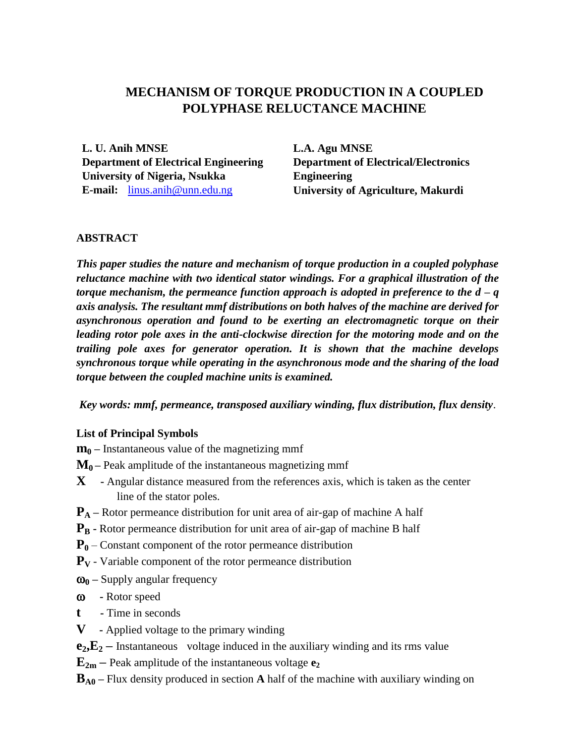# MECHANISM OF TORQUE PRODUCTION IN A COUPLED POLYPHASE RELUCTANCE MACHINE

**L. U. Anih MNSE**
**Department of Electrical Engineering**
**University of Nigeria, Nsukka**
**E-mail:** linus.anih@unn.edu.ng

**L.A. Agu MNSE**
**Department of Electrical/Electronics Engineering**
**University of Agriculture, Makurdi**

## ABSTRACT

***This paper studies the nature and mechanism of torque production in a coupled polyphase reluctance machine with two identical stator windings. For a graphical illustration of the torque mechanism, the permeance function approach is adopted in preference to the d – q axis analysis. The resultant mmf distributions on both halves of the machine are derived for asynchronous operation and found to be exerting an electromagnetic torque on their leading rotor pole axes in the anti-clockwise direction for the motoring mode and on the trailing pole axes for generator operation. It is shown that the machine develops synchronous torque while operating in the asynchronous mode and the sharing of the load torque between the coupled machine units is examined.***

***Key words: mmf, permeance, transposed auxiliary winding, flux distribution, flux density***.

**List of Principal Symbols**

$\mathbf{m_0}$ – Instantaneous value of the magnetizing mmf

$\mathbf{M_0}$ – Peak amplitude of the instantaneous magnetizing mmf

$\mathbf{X}$ - Angular distance measured from the references axis, which is taken as the center line of the stator poles.

$\mathbf{P_A}$ – Rotor permeance distribution for unit area of air-gap of machine A half

$\mathbf{P_B}$ - Rotor permeance distribution for unit area of air-gap of machine B half

$\mathbf{P_0}$ – Constant component of the rotor permeance distribution

$\mathbf{P_V}$ - Variable component of the rotor permeance distribution

$\boldsymbol{\omega_0}$ – Supply angular frequency

$\boldsymbol{\omega}$ - Rotor speed

$\mathbf{t}$ - Time in seconds

$\mathbf{V}$ - Applied voltage to the primary winding

$\mathbf{e_2}, \mathbf{E_2}$ – Instantaneous voltage induced in the auxiliary winding and its rms value

$\mathbf{E_{2m}}$ – Peak amplitude of the instantaneous voltage $\mathbf{e_2}$

$\mathbf{B_{A0}}$ – Flux density produced in section **A** half of the machine with auxiliary winding on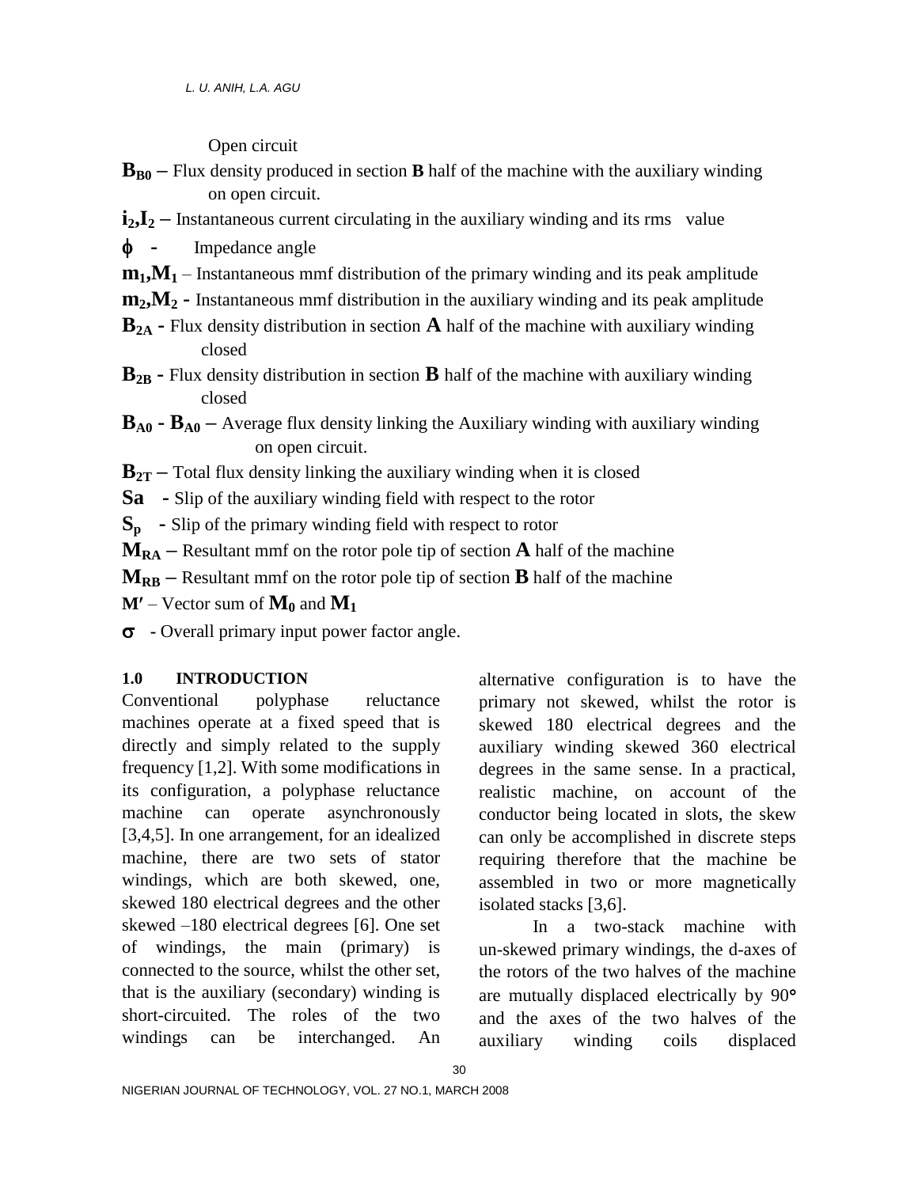Open circuit

**$B_{B0}$** – Flux density produced in section **B** half of the machine with the auxiliary winding on open circuit.

**$i_2, I_2$** – Instantaneous current circulating in the auxiliary winding and its rms value

**$\phi$** - Impedance angle

**$m_1, M_1$** – Instantaneous mmf distribution of the primary winding and its peak amplitude

**$m_2, M_2$** - Instantaneous mmf distribution in the auxiliary winding and its peak amplitude

**$B_{2A}$** - Flux density distribution in section **A** half of the machine with auxiliary winding closed

**$B_{2B}$** - Flux density distribution in section **B** half of the machine with auxiliary winding closed

**$B_{A0}$ - $B_{A0}$** – Average flux density linking the Auxiliary winding with auxiliary winding on open circuit.

**$B_{2T}$** – Total flux density linking the auxiliary winding when it is closed

**$S_a$** - Slip of the auxiliary winding field with respect to the rotor

**$S_p$** - Slip of the primary winding field with respect to rotor

**$M_{RA}$** – Resultant mmf on the rotor pole tip of section **A** half of the machine

**$M_{RB}$** – Resultant mmf on the rotor pole tip of section **B** half of the machine

**$M'$** – Vector sum of **$M_0$** and **$M_1$**

**$\sigma$** - Overall primary input power factor angle.

## 1.0 INTRODUCTION

Conventional polyphase reluctance machines operate at a fixed speed that is directly and simply related to the supply frequency [1,2]. With some modifications in its configuration, a polyphase reluctance machine can operate asynchronously [3,4,5]. In one arrangement, for an idealized machine, there are two sets of stator windings, which are both skewed, one, skewed 180 electrical degrees and the other skewed –180 electrical degrees [6]. One set of windings, the main (primary) is connected to the source, whilst the other set, that is the auxiliary (secondary) winding is short-circuited. The roles of the two windings can be interchanged. An alternative configuration is to have the primary not skewed, whilst the rotor is skewed 180 electrical degrees and the auxiliary winding skewed 360 electrical degrees in the same sense. In a practical, realistic machine, on account of the conductor being located in slots, the skew can only be accomplished in discrete steps requiring therefore that the machine be assembled in two or more magnetically isolated stacks [3,6].

In a two-stack machine with un-skewed primary windings, the d-axes of the rotors of the two halves of the machine are mutually displaced electrically by 90° and the axes of the two halves of the auxiliary winding coils displaced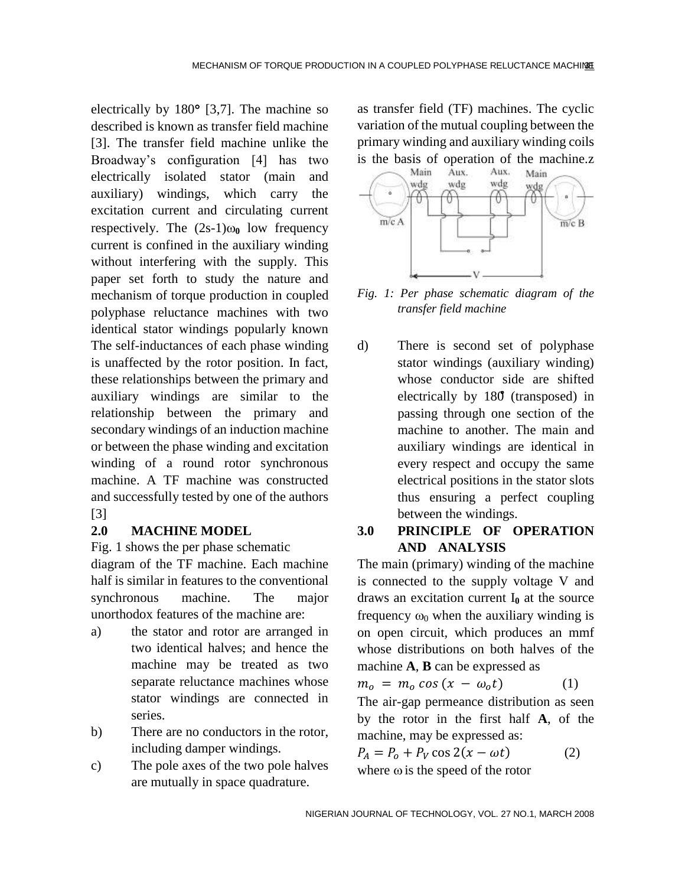electrically by 180° [3,7]. The machine so described is known as transfer field machine [3]. The transfer field machine unlike the Broadway's configuration [4] has two electrically isolated stator (main and auxiliary) windings, which carry the excitation current and circulating current respectively. The $(2s-1)\omega_0$ low frequency current is confined in the auxiliary winding without interfering with the supply. This paper set forth to study the nature and mechanism of torque production in coupled polyphase reluctance machines with two identical stator windings popularly known The self-inductances of each phase winding is unaffected by the rotor position. In fact, these relationships between the primary and auxiliary windings are similar to the relationship between the primary and secondary windings of an induction machine or between the phase winding and excitation winding of a round rotor synchronous machine. A TF machine was constructed and successfully tested by one of the authors [3]

## 2.0 MACHINE MODEL

Fig. 1 shows the per phase schematic diagram of the TF machine. Each machine half is similar in features to the conventional synchronous machine. The major unorthodox features of the machine are:

a) the stator and rotor are arranged in two identical halves; and hence the machine may be treated as two separate reluctance machines whose stator windings are connected in series.

b) There are no conductors in the rotor, including damper windings.

c) The pole axes of the two pole halves are mutually in space quadrature.

as transfer field (TF) machines. The cyclic variation of the mutual coupling between the primary winding and auxiliary winding coils is the basis of operation of the machine.z

*Fig. 1: Per phase schematic diagram of the transfer field machine*

d) There is second set of polyphase stator windings (auxiliary winding) whose conductor side are shifted electrically by 180̊ (transposed) in passing through one section of the machine to another. The main and auxiliary windings are identical in every respect and occupy the same electrical positions in the stator slots thus ensuring a perfect coupling between the windings.

## 3.0 PRINCIPLE OF OPERATION AND ANALYSIS

The main (primary) winding of the machine is connected to the supply voltage V and draws an excitation current $I_0$ at the source frequency $\omega_0$ when the auxiliary winding is on open circuit, which produces an mmf whose distributions on both halves of the machine **A**, **B** can be expressed as

$$m_o = m_o \cos(x - \omega_o t) \tag{1}$$

The air-gap permeance distribution as seen by the rotor in the first half **A**, of the machine, may be expressed as:

$$P_A = P_o + P_V \cos 2(x - \omega t) \tag{2}$$

where ω is the speed of the rotor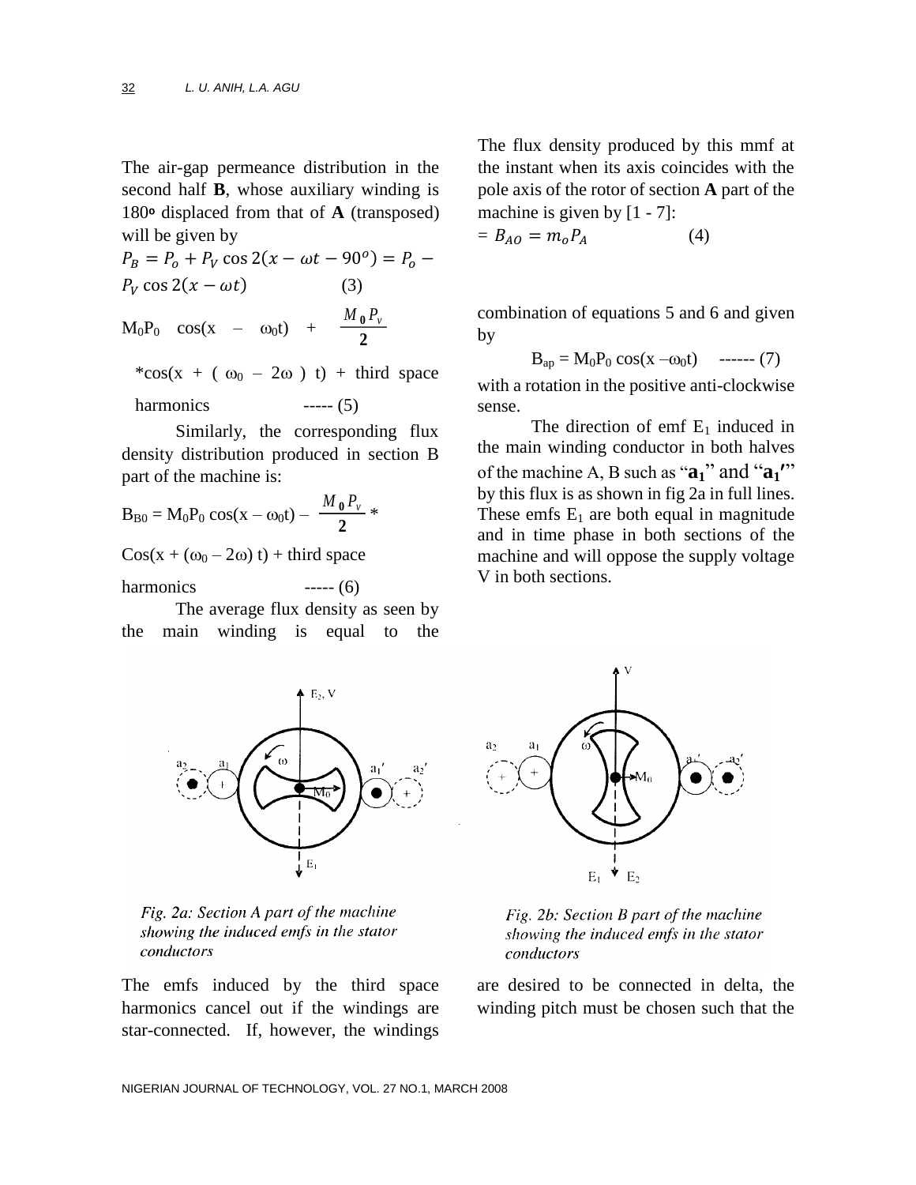The air-gap permeance distribution in the second half **B**, whose auxiliary winding is 180° displaced from that of **A** (transposed) will be given by

$$P_B = P_o + P_V \cos 2(x - \omega t - 90^o) = P_o - P_V \cos 2(x - \omega t) \qquad (3)$$

$$M_0P_0 \cos(x - \omega_0 t) + \frac{M_0 P_v}{2}$$

$*\cos(x + (\omega_0 - 2\omega) t)$ + third space harmonics ----- (5)

Similarly, the corresponding flux density distribution produced in section B part of the machine is:

$$B_{B0} = M_0P_0 \cos(x - \omega_0 t) - \frac{M_0 P_v}{2} *$$

$\cos(x + (\omega_0 - 2\omega) t)$ + third space harmonics ----- (6)

The average flux density as seen by the main winding is equal to the

The flux density produced by this mmf at the instant when its axis coincides with the pole axis of the rotor of section **A** part of the machine is given by [1 - 7]:

$$= B_{AO} = m_o P_A \qquad (4)$$

combination of equations 5 and 6 and given by

$$B_{ap} = M_0P_0 \cos(x - \omega_0 t) \quad \text{------ (7)}$$

with a rotation in the positive anti-clockwise sense.

The direction of emf $E_1$ induced in the main winding conductor in both halves of the machine A, B such as "$\mathbf{a_1}$" and "$\mathbf{a_1'}$" by this flux is as shown in fig 2a in full lines. These emfs $E_1$ are both equal in magnitude and in time phase in both sections of the machine and will oppose the supply voltage V in both sections.

*Fig. 2a: Section A part of the machine showing the induced emfs in the stator conductors*

*Fig. 2b: Section B part of the machine showing the induced emfs in the stator conductors*

The emfs induced by the third space harmonics cancel out if the windings are star-connected. If, however, the windings are desired to be connected in delta, the winding pitch must be chosen such that the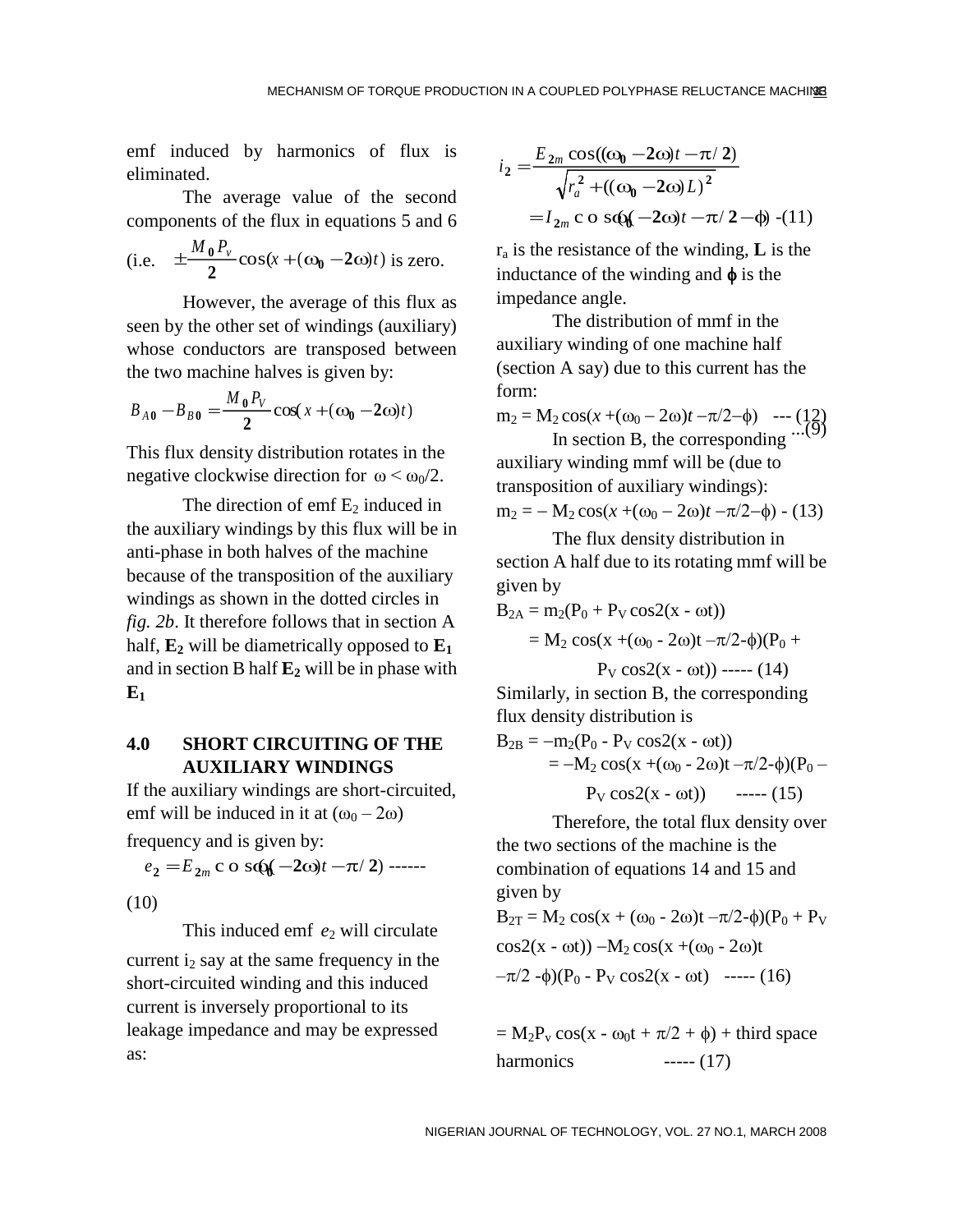emf induced by harmonics of flux is eliminated.

The average value of the second components of the flux in equations 5 and 6 (i.e. $\pm\frac{M_0 P_v}{2}\cos(x+(\omega_0-2\omega)t)$ is zero.

However, the average of this flux as seen by the other set of windings (auxiliary) whose conductors are transposed between the two machine halves is given by:

$$B_{A0} - B_{B0} = \frac{M_0 P_V}{2}\cos(x+(\omega_0-2\omega)t) \quad ...(9)$$

This flux density distribution rotates in the negative clockwise direction for $\omega < \omega_0/2$.

The direction of emf $E_2$ induced in the auxiliary windings by this flux will be in anti-phase in both halves of the machine because of the transposition of the auxiliary windings as shown in the dotted circles in *fig. 2b*. It therefore follows that in section A half, $\mathbf{E_2}$ will be diametrically opposed to $\mathbf{E_1}$ and in section B half $\mathbf{E_2}$ will be in phase with $\mathbf{E_1}$

## 4.0 SHORT CIRCUITING OF THE AUXILIARY WINDINGS

If the auxiliary windings are short-circuited, emf will be induced in it at $(\omega_0 - 2\omega)$ frequency and is given by:

$$e_2 = E_{2m}\cos((\omega_0-2\omega)t - \pi/2) \quad \text{------ (10)}$$

This induced emf $e_2$ will circulate current $i_2$ say at the same frequency in the short-circuited winding and this induced current is inversely proportional to its leakage impedance and may be expressed as:

$$i_2 = \frac{E_{2m}\cos((\omega_0-2\omega)t - \pi/2)}{\sqrt{r_a^2 + ((\omega_0-2\omega)L)^2}}$$

$$= I_{2m}\cos((\omega_0-2\omega)t - \pi/2 - \phi) \quad \text{-(11)}$$

$r_a$ is the resistance of the winding, $\mathbf{L}$ is the inductance of the winding and $\phi$ is the impedance angle.

The distribution of mmf in the auxiliary winding of one machine half (section A say) due to this current has the form:

$$m_2 = M_2\cos(x+(\omega_0-2\omega)t - \pi/2 - \phi) \quad \text{--- (12)}$$

In section B, the corresponding auxiliary winding mmf will be (due to transposition of auxiliary windings):

$$m_2 = -M_2\cos(x+(\omega_0-2\omega)t - \pi/2 - \phi) \quad \text{- (13)}$$

The flux density distribution in section A half due to its rotating mmf will be given by

$$B_{2A} = m_2(P_0 + P_V\cos 2(x - \omega t))$$
$$= M_2\cos(x+(\omega_0-2\omega)t - \pi/2 - \phi)(P_0 + P_V\cos 2(x - \omega t)) \quad \text{----- (14)}$$

Similarly, in section B, the corresponding flux density distribution is

$$B_{2B} = -m_2(P_0 - P_V\cos 2(x - \omega t))$$
$$= -M_2\cos(x+(\omega_0-2\omega)t - \pi/2 - \phi)(P_0 - P_V\cos 2(x - \omega t)) \quad \text{----- (15)}$$

Therefore, the total flux density over the two sections of the machine is the combination of equations 14 and 15 and given by

$$B_{2T} = M_2\cos(x+(\omega_0-2\omega)t - \pi/2 - \phi)(P_0 + P_V\cos 2(x - \omega t)) - M_2\cos(x+(\omega_0-2\omega)t - \pi/2 - \phi)(P_0 - P_V\cos 2(x - \omega t)) \quad \text{----- (16)}$$

$$= M_2 P_v\cos(x - \omega_0 t + \pi/2 + \phi) + \text{third space harmonics} \quad \text{----- (17)}$$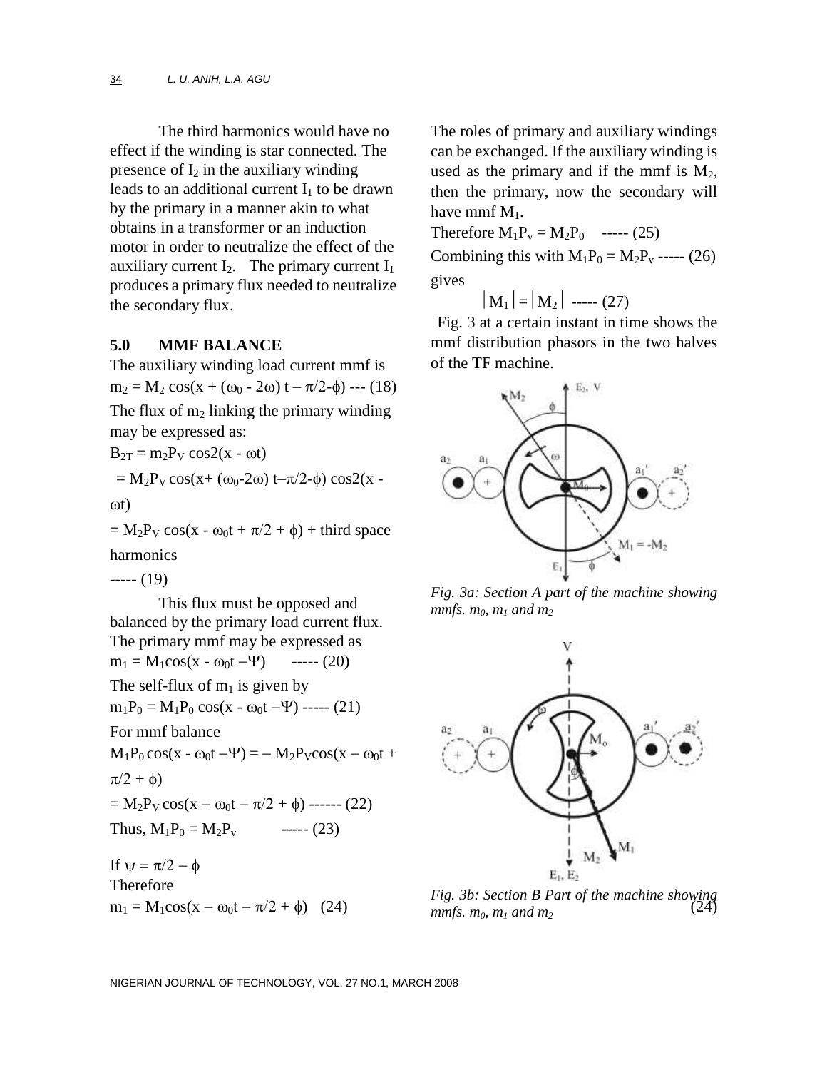The third harmonics would have no effect if the winding is star connected. The presence of $I_2$ in the auxiliary winding leads to an additional current $I_1$ to be drawn by the primary in a manner akin to what obtains in a transformer or an induction motor in order to neutralize the effect of the auxiliary current $I_2$. The primary current $I_1$ produces a primary flux needed to neutralize the secondary flux.

## 5.0 MMF BALANCE

The auxiliary winding load current mmf is

$$m_2 = M_2 \cos(x + (\omega_0 - 2\omega)\, t - \pi/2 - \phi) \quad \text{--- (18)}$$

The flux of $m_2$ linking the primary winding may be expressed as:

$$B_{2T} = m_2 P_V \cos 2(x - \omega t)$$

$$= M_2 P_V \cos(x + (\omega_0 - 2\omega)\, t - \pi/2 - \phi) \cos 2(x - \omega t)$$

$$= M_2 P_V \cos(x - \omega_0 t + \pi/2 + \phi) + \text{third space harmonics}$$

----- (19)

This flux must be opposed and balanced by the primary load current flux. The primary mmf may be expressed as

$$m_1 = M_1 \cos(x - \omega_0 t - \Psi) \quad \text{----- (20)}$$

The self-flux of $m_1$ is given by

$$m_1 P_0 = M_1 P_0 \cos(x - \omega_0 t - \Psi) \quad \text{----- (21)}$$

For mmf balance

$$M_1 P_0 \cos(x - \omega_0 t - \Psi) = - M_2 P_V \cos(x - \omega_0 t + \pi/2 + \phi)$$

$$= M_2 P_V \cos(x - \omega_0 t - \pi/2 + \phi) \quad \text{------ (22)}$$

Thus, $M_1 P_0 = M_2 P_v$ ----- (23)

If $\psi = \pi/2 - \phi$

Therefore

$$m_1 = M_1 \cos(x - \omega_0 t - \pi/2 + \phi) \quad (24)$$

The roles of primary and auxiliary windings can be exchanged. If the auxiliary winding is used as the primary and if the mmf is $M_2$, then the primary, now the secondary will have mmf $M_1$.

Therefore $M_1 P_v = M_2 P_0$ ----- (25)

Combining this with $M_1 P_0 = M_2 P_v$ ----- (26) gives

$$|M_1| = |M_2| \quad \text{----- (27)}$$

Fig. 3 at a certain instant in time shows the mmf distribution phasors in the two halves of the TF machine.

*Fig. 3a: Section A part of the machine showing mmfs. $m_0$, $m_1$ and $m_2$*

*Fig. 3b: Section B Part of the machine showing mmfs. $m_0$, $m_1$ and $m_2$*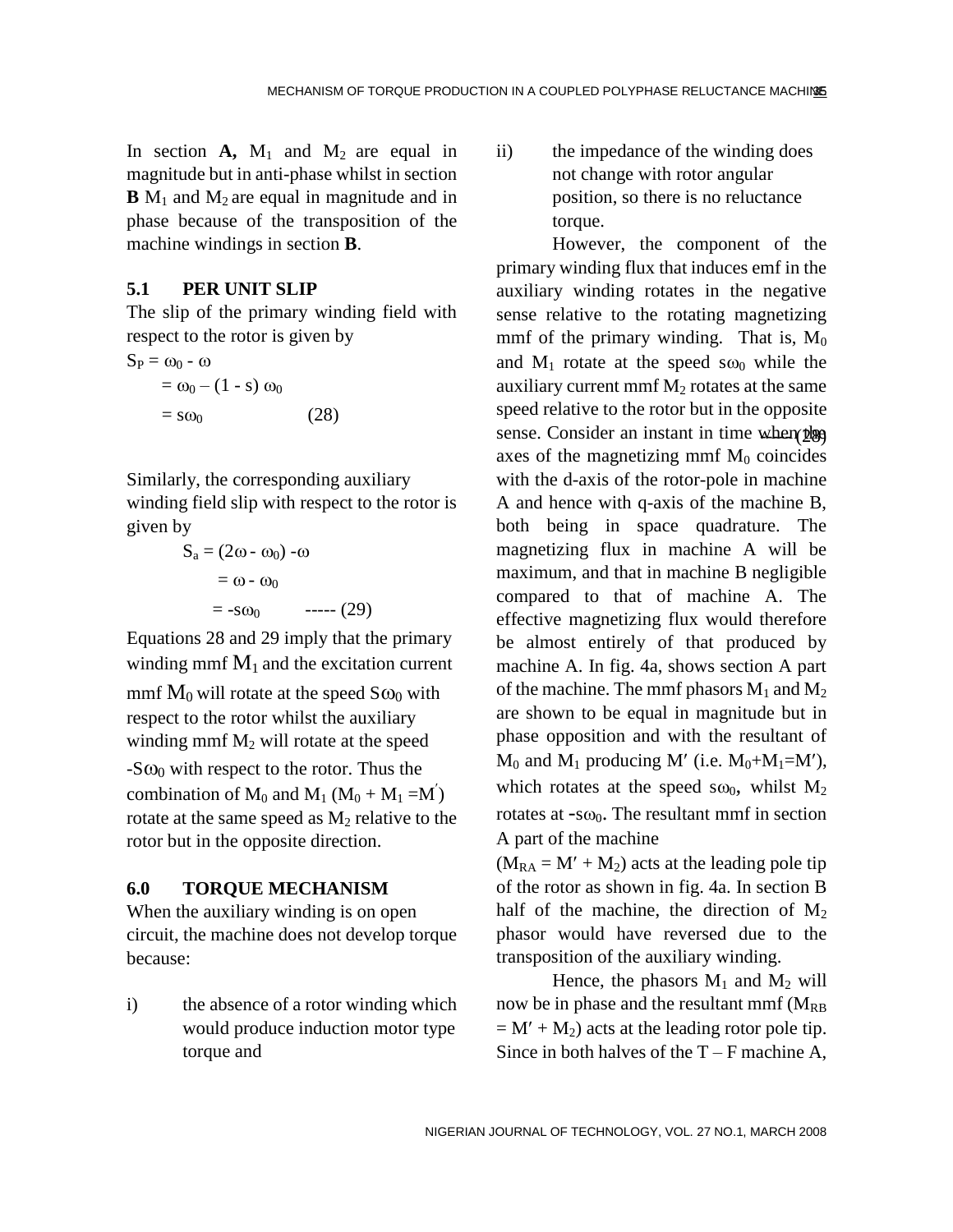In section **A,** $M_1$ and $M_2$ are equal in magnitude but in anti-phase whilst in section **B** $M_1$ and $M_2$ are equal in magnitude and in phase because of the transposition of the machine windings in section **B**.

## 5.1 PER UNIT SLIP

The slip of the primary winding field with respect to the rotor is given by

$$S_P = \omega_0 - \omega$$
$$= \omega_0 - (1 - s)\,\omega_0$$
$$= s\omega_0 \qquad (28)$$

Similarly, the corresponding auxiliary winding field slip with respect to the rotor is given by

$$S_a = (2\omega - \omega_0) - \omega$$
$$= \omega - \omega_0$$
$$= -s\omega_0 \qquad (29)$$

Equations 28 and 29 imply that the primary winding mmf $M_1$ and the excitation current mmf $M_0$ will rotate at the speed $S\omega_0$ with respect to the rotor whilst the auxiliary winding mmf $M_2$ will rotate at the speed $-S\omega_0$ with respect to the rotor. Thus the combination of $M_0$ and $M_1$ ($M_0 + M_1 = M'$) rotate at the same speed as $M_2$ relative to the rotor but in the opposite direction.

## 6.0 TORQUE MECHANISM

When the auxiliary winding is on open circuit, the machine does not develop torque because:

i) the absence of a rotor winding which would produce induction motor type torque and

ii) the impedance of the winding does not change with rotor angular position, so there is no reluctance torque.

However, the component of the primary winding flux that induces emf in the auxiliary winding rotates in the negative sense relative to the rotating magnetizing mmf of the primary winding. That is, $M_0$ and $M_1$ rotate at the speed $s\omega_0$ while the auxiliary current mmf $M_2$ rotates at the same speed relative to the rotor but in the opposite sense. Consider an instant in time when the axes of the magnetizing mmf $M_0$ coincides with the d-axis of the rotor-pole in machine A and hence with q-axis of the machine B, both being in space quadrature. The magnetizing flux in machine A will be maximum, and that in machine B negligible compared to that of machine A. The effective magnetizing flux would therefore be almost entirely of that produced by machine A. In fig. 4a, shows section A part of the machine. The mmf phasors $M_1$ and $M_2$ are shown to be equal in magnitude but in phase opposition and with the resultant of $M_0$ and $M_1$ producing $M'$ (i.e. $M_0+M_1=M'$), which rotates at the speed $s\omega_0$, whilst $M_2$ rotates at $-s\omega_0$. The resultant mmf in section A part of the machine ($M_{RA} = M' + M_2$) acts at the leading pole tip of the rotor as shown in fig. 4a. In section B half of the machine, the direction of $M_2$ phasor would have reversed due to the transposition of the auxiliary winding.

Hence, the phasors $M_1$ and $M_2$ will now be in phase and the resultant mmf ($M_{RB} = M' + M_2$) acts at the leading rotor pole tip. Since in both halves of the T – F machine A,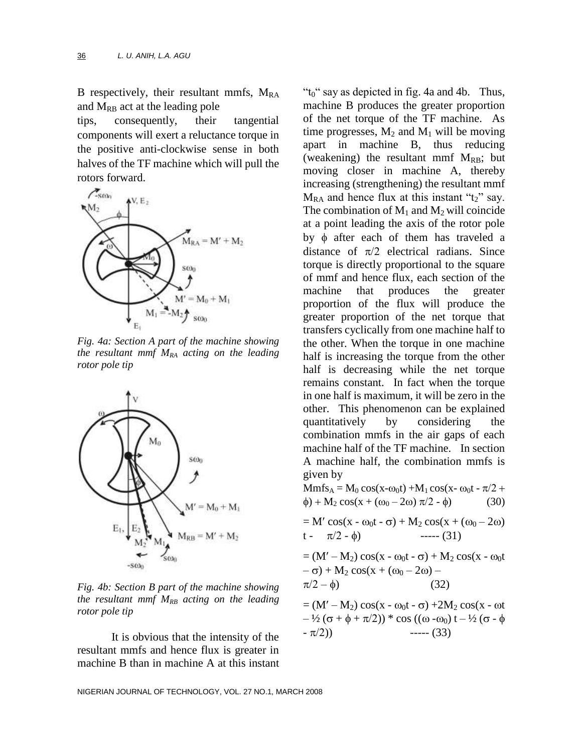B respectively, their resultant mmfs, $M_{RA}$ and $M_{RB}$ act at the leading pole tips, consequently, their tangential components will exert a reluctance torque in the positive anti-clockwise sense in both halves of the TF machine which will pull the rotors forward.

*Fig. 4a: Section A part of the machine showing the resultant mmf $M_{RA}$ acting on the leading rotor pole tip*

*Fig. 4b: Section B part of the machine showing the resultant mmf $M_{RB}$ acting on the leading rotor pole tip*

It is obvious that the intensity of the resultant mmfs and hence flux is greater in machine B than in machine A at this instant "$t_0$" say as depicted in fig. 4a and 4b. Thus, machine B produces the greater proportion of the net torque of the TF machine. As time progresses, $M_2$ and $M_1$ will be moving apart in machine B, thus reducing (weakening) the resultant mmf $M_{RB}$; but moving closer in machine A, thereby increasing (strengthening) the resultant mmf $M_{RA}$ and hence flux at this instant "$t_2$" say. The combination of $M_1$ and $M_2$ will coincide at a point leading the axis of the rotor pole by $\phi$ after each of them has traveled a distance of $\pi/2$ electrical radians. Since torque is directly proportional to the square of mmf and hence flux, each section of the machine that produces the greater proportion of the flux will produce the greater proportion of the net torque that transfers cyclically from one machine half to the other. When the torque in one machine half is increasing the torque from the other half is decreasing while the net torque remains constant. In fact when the torque in one half is maximum, it will be zero in the other. This phenomenon can be explained quantitatively by considering the combination mmfs in the air gaps of each machine half of the TF machine. In section A machine half, the combination mmfs is given by

$$Mmfs_A = M_0 \cos(x-\omega_0 t) + M_1 \cos(x- \omega_0 t - \pi/2 + \phi) + M_2 \cos(x + (\omega_0 - 2\omega)\, \pi/2 - \phi) \quad (30)$$

$$= M' \cos(x - \omega_0 t - \sigma) + M_2 \cos(x + (\omega_0 - 2\omega) t - \pi/2 - \phi) \quad \text{----- (31)}$$

$$= (M' - M_2) \cos(x - \omega_0 t - \sigma) + M_2 \cos(x - \omega_0 t - \sigma) + M_2 \cos(x + (\omega_0 - 2\omega) - \pi/2 - \phi) \quad (32)$$

$$= (M' - M_2) \cos(x - \omega_0 t - \sigma) + 2M_2 \cos(x - \omega t - \tfrac{1}{2} (\sigma + \phi + \pi/2)) * \cos((\omega - \omega_0) t - \tfrac{1}{2} (\sigma - \phi - \pi/2)) \quad \text{----- (33)}$$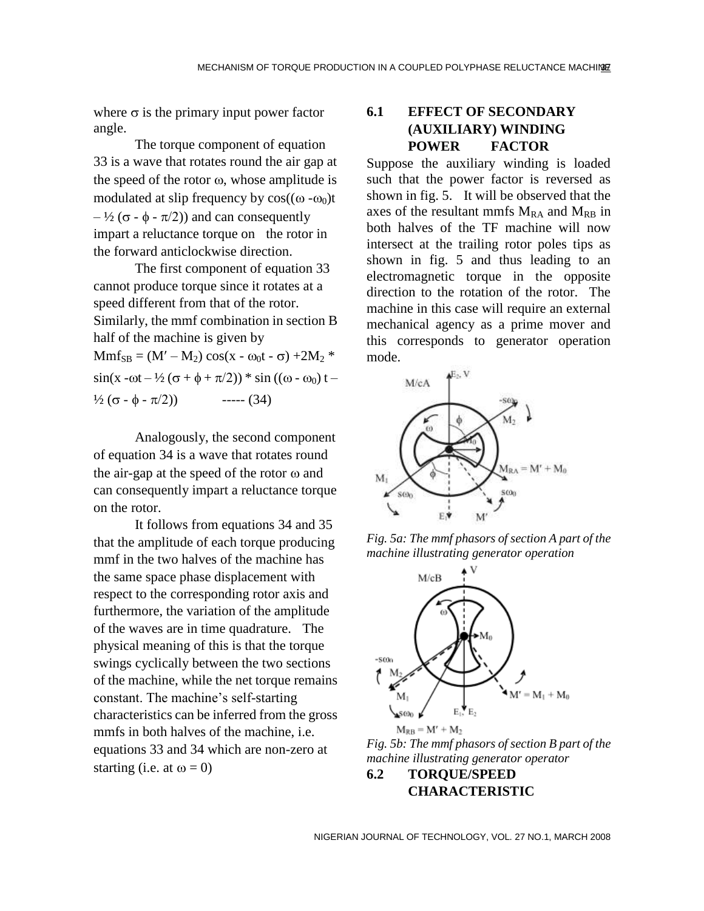where $\sigma$ is the primary input power factor angle.

The torque component of equation 33 is a wave that rotates round the air gap at the speed of the rotor $\omega$, whose amplitude is modulated at slip frequency by $\cos((\omega - \omega_0)t - \frac{1}{2}(\sigma - \phi - \pi/2))$ and can consequently impart a reluctance torque on the rotor in the forward anticlockwise direction.

The first component of equation 33 cannot produce torque since it rotates at a speed different from that of the rotor. Similarly, the mmf combination in section B half of the machine is given by

$$Mmf_{SB} = (M' - M_2)\cos(x - \omega_0 t - \sigma) + 2M_2 * \sin(x - \omega t - \tfrac{1}{2}(\sigma + \phi + \pi/2)) * \sin((\omega - \omega_0)t - \tfrac{1}{2}(\sigma - \phi - \pi/2)) \quad \text{----- (34)}$$

Analogously, the second component of equation 34 is a wave that rotates round the air-gap at the speed of the rotor $\omega$ and can consequently impart a reluctance torque on the rotor.

It follows from equations 34 and 35 that the amplitude of each torque producing mmf in the two halves of the machine has the same space phase displacement with respect to the corresponding rotor axis and furthermore, the variation of the amplitude of the waves are in time quadrature. The physical meaning of this is that the torque swings cyclically between the two sections of the machine, while the net torque remains constant. The machine's self-starting characteristics can be inferred from the gross mmfs in both halves of the machine, i.e. equations 33 and 34 which are non-zero at starting (i.e. at $\omega = 0$)

## 6.1 EFFECT OF SECONDARY (AUXILIARY) WINDING POWER FACTOR

Suppose the auxiliary winding is loaded such that the power factor is reversed as shown in fig. 5. It will be observed that the axes of the resultant mmfs $M_{RA}$ and $M_{RB}$ in both halves of the TF machine will now intersect at the trailing rotor poles tips as shown in fig. 5 and thus leading to an electromagnetic torque in the opposite direction to the rotation of the rotor. The machine in this case will require an external mechanical agency as a prime mover and this corresponds to generator operation mode.

*Fig. 5a: The mmf phasors of section A part of the machine illustrating generator operation*

*Fig. 5b: The mmf phasors of section B part of the machine illustrating generator operator*

## 6.2 TORQUE/SPEED CHARACTERISTIC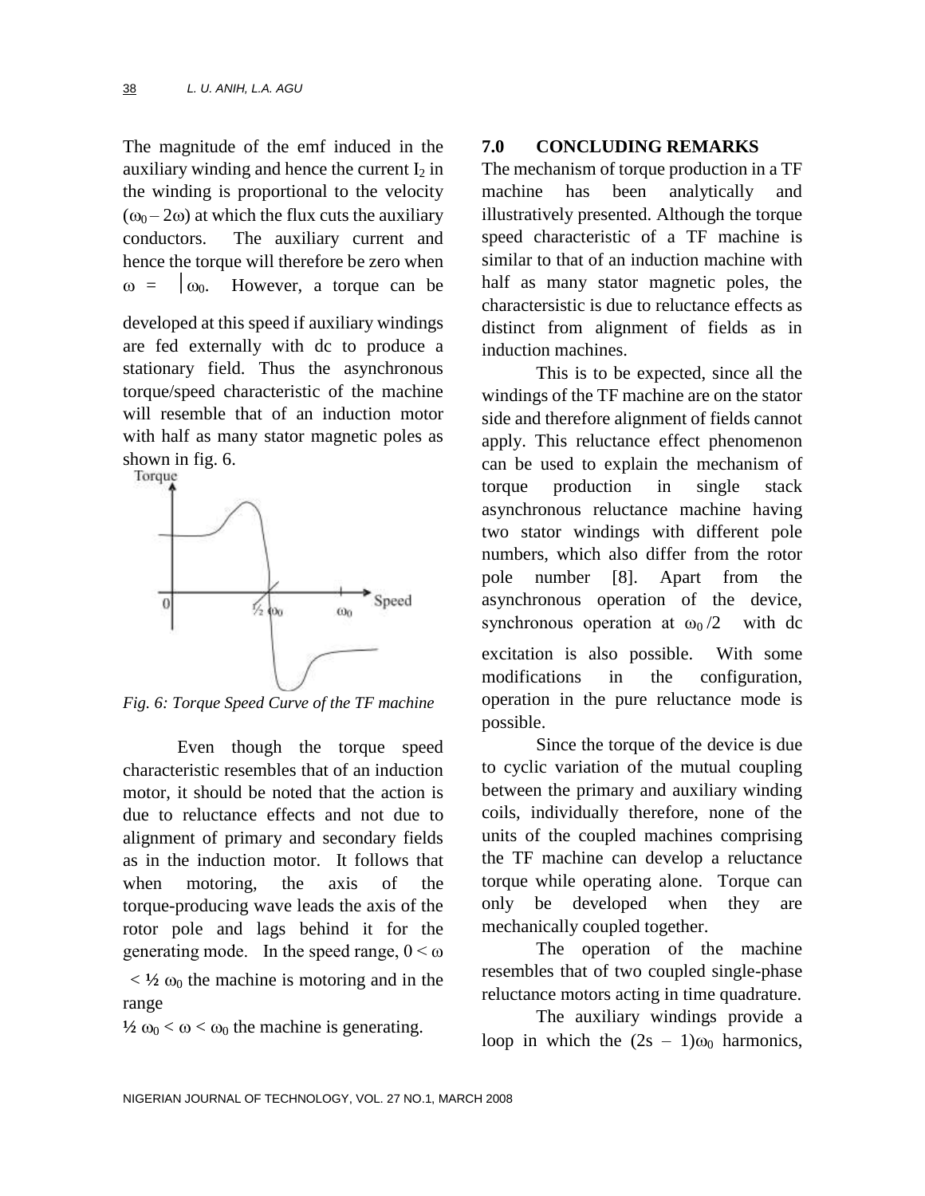The magnitude of the emf induced in the auxiliary winding and hence the current $I_2$ in the winding is proportional to the velocity $(\omega_0 - 2\omega)$ at which the flux cuts the auxiliary conductors. The auxiliary current and hence the torque will therefore be zero when $\omega = \frac{1}{2}\omega_0$. However, a torque can be developed at this speed if auxiliary windings are fed externally with dc to produce a stationary field. Thus the asynchronous torque/speed characteristic of the machine will resemble that of an induction motor with half as many stator magnetic poles as shown in fig. 6.

*Fig. 6: Torque Speed Curve of the TF machine*

Even though the torque speed characteristic resembles that of an induction motor, it should be noted that the action is due to reluctance effects and not due to alignment of primary and secondary fields as in the induction motor. It follows that when motoring, the axis of the torque-producing wave leads the axis of the rotor pole and lags behind it for the generating mode. In the speed range, $0 < \omega < \frac{1}{2}\omega_0$ the machine is motoring and in the range $\frac{1}{2}\omega_0 < \omega < \omega_0$ the machine is generating.

## 7.0 CONCLUDING REMARKS

The mechanism of torque production in a TF machine has been analytically and illustratively presented. Although the torque speed characteristic of a TF machine is similar to that of an induction machine with half as many stator magnetic poles, the charactersistic is due to reluctance effects as distinct from alignment of fields as in induction machines.

This is to be expected, since all the windings of the TF machine are on the stator side and therefore alignment of fields cannot apply. This reluctance effect phenomenon can be used to explain the mechanism of torque production in single stack asynchronous reluctance machine having two stator windings with different pole numbers, which also differ from the rotor pole number [8]. Apart from the asynchronous operation of the device, synchronous operation at $\omega_0/2$ with dc excitation is also possible. With some modifications in the configuration, operation in the pure reluctance mode is possible.

Since the torque of the device is due to cyclic variation of the mutual coupling between the primary and auxiliary winding coils, individually therefore, none of the units of the coupled machines comprising the TF machine can develop a reluctance torque while operating alone. Torque can only be developed when they are mechanically coupled together.

The operation of the machine resembles that of two coupled single-phase reluctance motors acting in time quadrature.

The auxiliary windings provide a loop in which the $(2s - 1)\omega_0$ harmonics,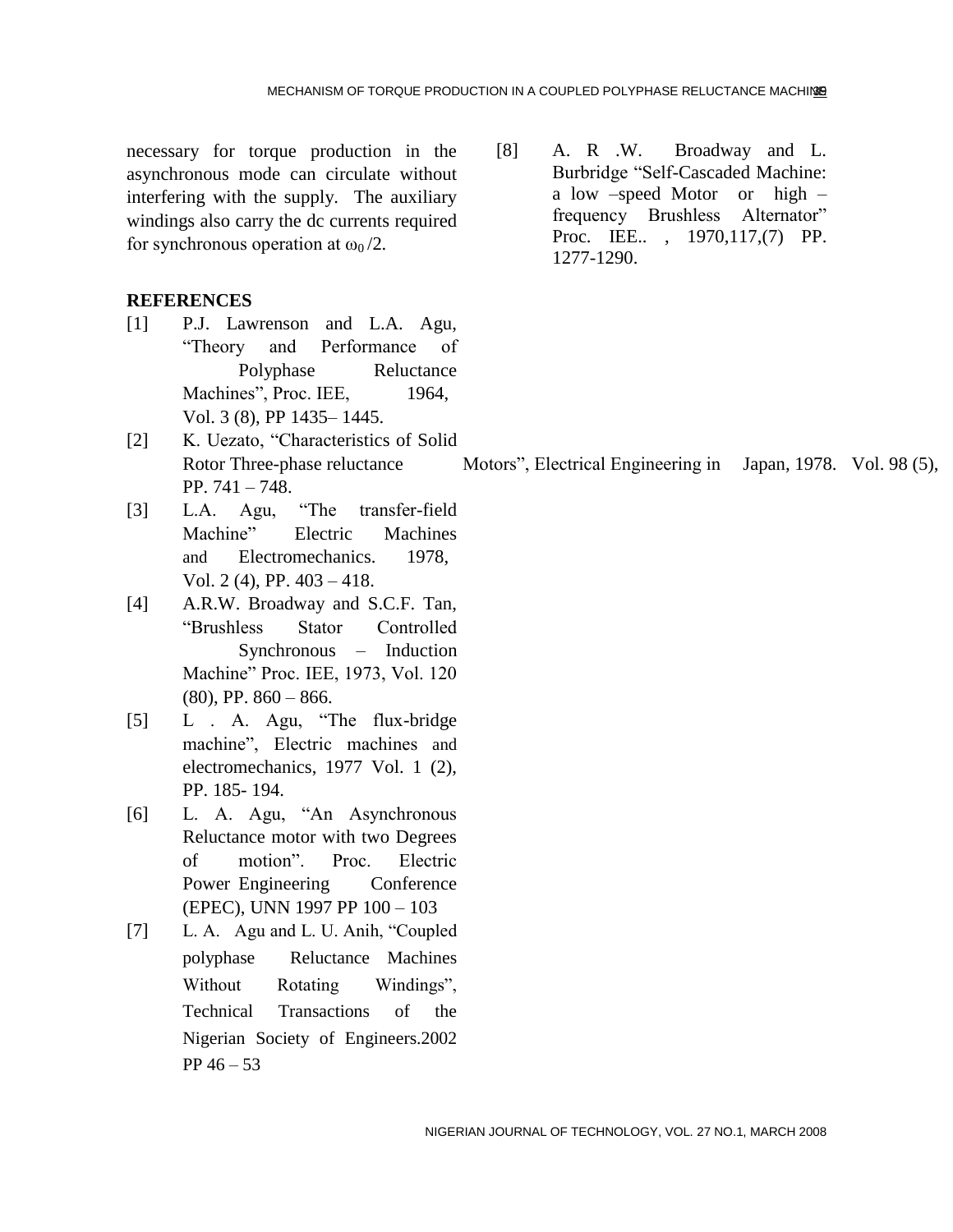necessary for torque production in the asynchronous mode can circulate without interfering with the supply. The auxiliary windings also carry the dc currents required for synchronous operation at $\omega_0/2$.

## REFERENCES

[1] P.J. Lawrenson and L.A. Agu, "Theory and Performance of Polyphase Reluctance Machines", Proc. IEE, 1964, Vol. 3 (8), PP 1435– 1445.

[2] K. Uezato, "Characteristics of Solid Rotor Three-phase reluctance Motors", Electrical Engineering in Japan, 1978. Vol. 98 (5), PP. 741 – 748.

[3] L.A. Agu, "The transfer-field Machine" Electric Machines and Electromechanics. 1978, Vol. 2 (4), PP. 403 – 418.

[4] A.R.W. Broadway and S.C.F. Tan, "Brushless Stator Controlled Synchronous – Induction Machine" Proc. IEE, 1973, Vol. 120 (80), PP. 860 – 866.

[5] L . A. Agu, "The flux-bridge machine", Electric machines and electromechanics, 1977 Vol. 1 (2), PP. 185- 194.

[6] L. A. Agu, "An Asynchronous Reluctance motor with two Degrees of motion". Proc. Electric Power Engineering Conference (EPEC), UNN 1997 PP 100 – 103

[7] L. A. Agu and L. U. Anih, "Coupled polyphase Reluctance Machines Without Rotating Windings", Technical Transactions of the Nigerian Society of Engineers.2002 PP 46 – 53

[8] A. R .W. Broadway and L. Burbridge "Self-Cascaded Machine: a low –speed Motor or high – frequency Brushless Alternator" Proc. IEE.. , 1970,117,(7) PP. 1277-1290.